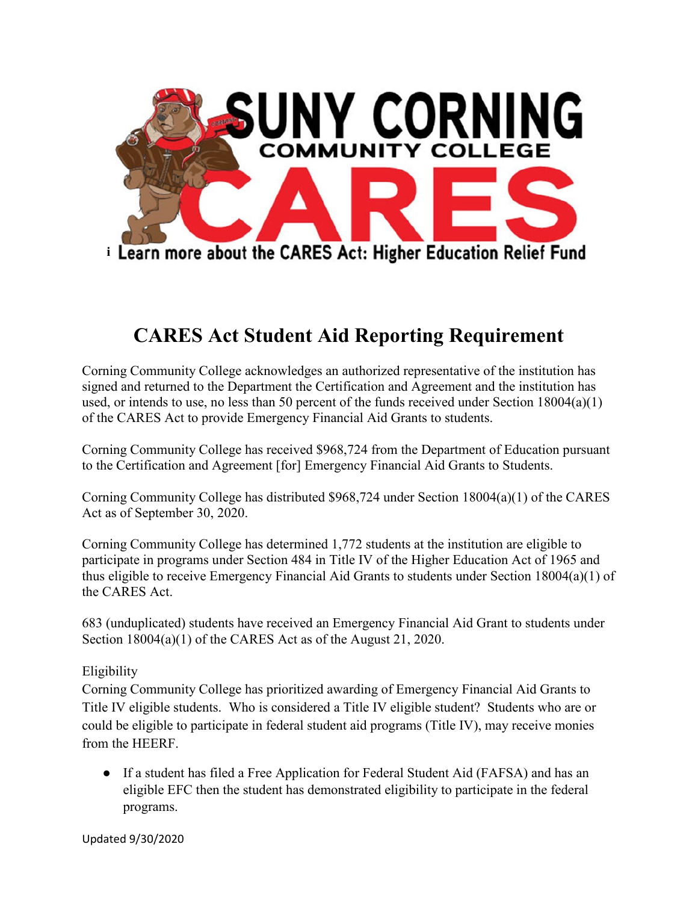SUNY CORNING COMMUNITY COLLEGE CARES

i Learn more about the CARES Act: Higher Education Relief Fund

# CARES Act Student Aid Reporting Requirement

Corning Community College acknowledges an authorized representative of the institution has signed and returned to the Department the Certification and Agreement and the institution has used, or intends to use, no less than 50 percent of the funds received under Section 18004(a)(1) of the CARES Act to provide Emergency Financial Aid Grants to students.

Corning Community College has received $968,724 from the Department of Education pursuant to the Certification and Agreement [for] Emergency Financial Aid Grants to Students.

Corning Community College has distributed $968,724 under Section 18004(a)(1) of the CARES Act as of September 30, 2020.

Corning Community College has determined 1,772 students at the institution are eligible to participate in programs under Section 484 in Title IV of the Higher Education Act of 1965 and thus eligible to receive Emergency Financial Aid Grants to students under Section 18004(a)(1) of the CARES Act.

683 (unduplicated) students have received an Emergency Financial Aid Grant to students under Section 18004(a)(1) of the CARES Act as of the August 21, 2020.

Eligibility

Corning Community College has prioritized awarding of Emergency Financial Aid Grants to Title IV eligible students. Who is considered a Title IV eligible student? Students who are or could be eligible to participate in federal student aid programs (Title IV), may receive monies from the HEERF.

- If a student has filed a Free Application for Federal Student Aid (FAFSA) and has an eligible EFC then the student has demonstrated eligibility to participate in the federal programs.

Updated 9/30/2020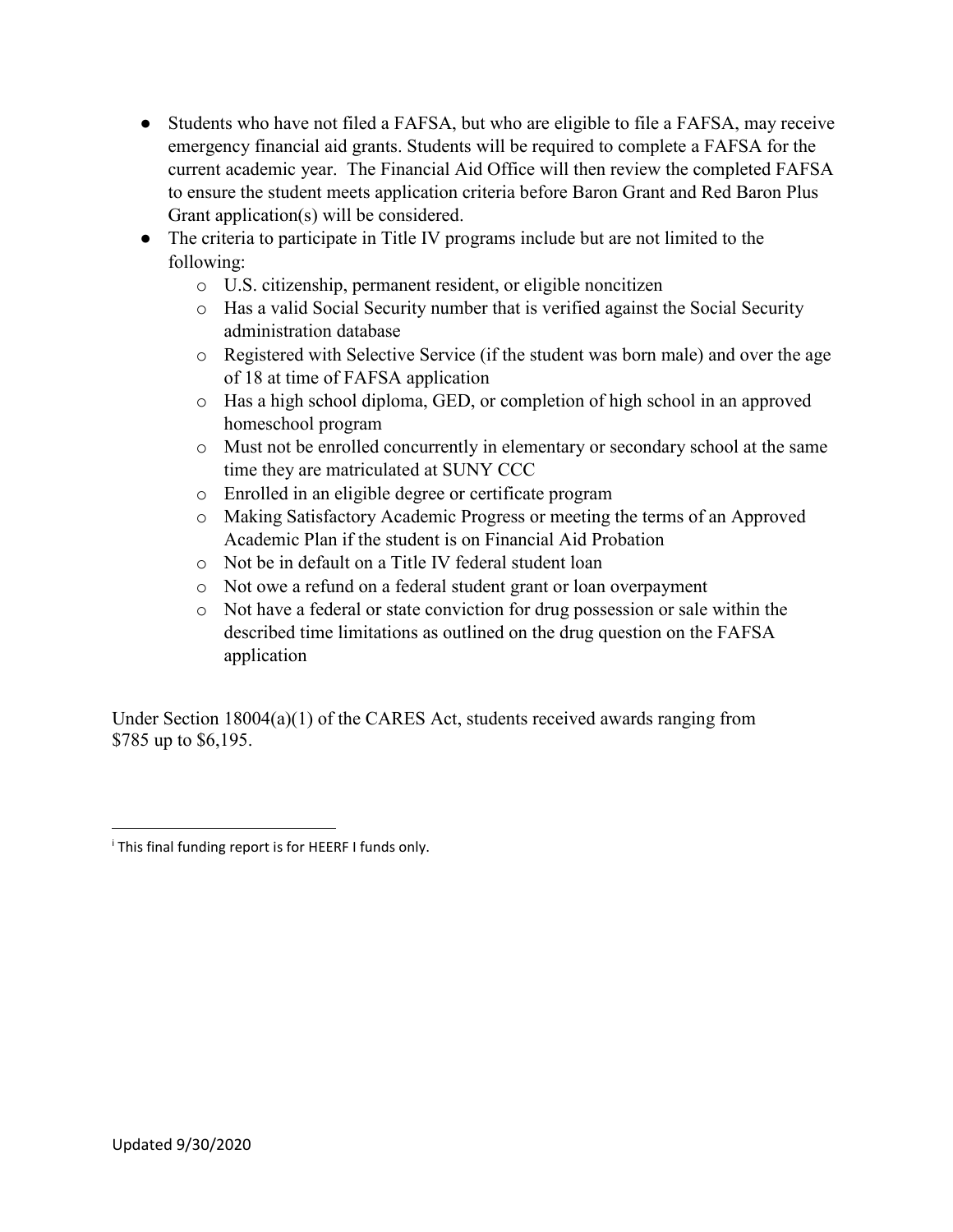- Students who have not filed a FAFSA, but who are eligible to file a FAFSA, may receive emergency financial aid grants. Students will be required to complete a FAFSA for the current academic year. The Financial Aid Office will then review the completed FAFSA to ensure the student meets application criteria before Baron Grant and Red Baron Plus Grant application(s) will be considered.
- The criteria to participate in Title IV programs include but are not limited to the following:
  - U.S. citizenship, permanent resident, or eligible noncitizen
  - Has a valid Social Security number that is verified against the Social Security administration database
  - Registered with Selective Service (if the student was born male) and over the age of 18 at time of FAFSA application
  - Has a high school diploma, GED, or completion of high school in an approved homeschool program
  - Must not be enrolled concurrently in elementary or secondary school at the same time they are matriculated at SUNY CCC
  - Enrolled in an eligible degree or certificate program
  - Making Satisfactory Academic Progress or meeting the terms of an Approved Academic Plan if the student is on Financial Aid Probation
  - Not be in default on a Title IV federal student loan
  - Not owe a refund on a federal student grant or loan overpayment
  - Not have a federal or state conviction for drug possession or sale within the described time limitations as outlined on the drug question on the FAFSA application

Under Section 18004(a)(1) of the CARES Act, students received awards ranging from $785 up to $6,195.

[i] This final funding report is for HEERF I funds only.

Updated 9/30/2020